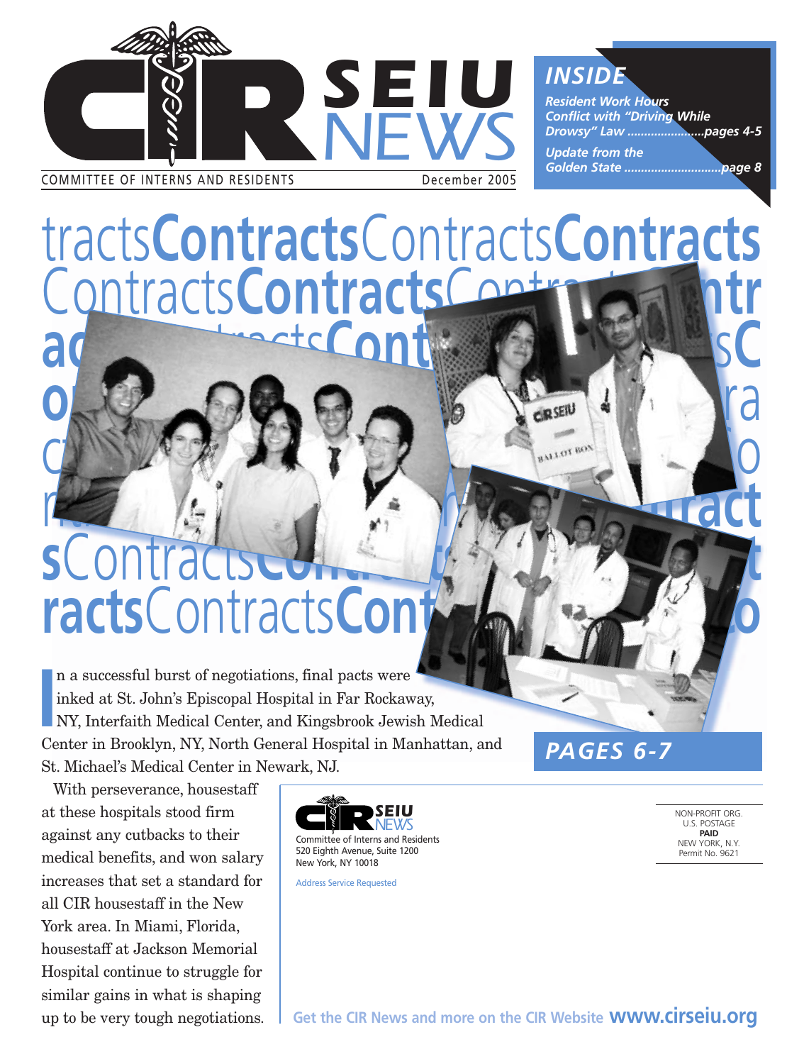# CIR SEIU NEWS

COMMITTEE OF INTERNS AND RESIDENTS — December 2005

## INSIDE

*Resident Work Hours Conflict with "Driving While Drowsy" Law .......................pages 4-5*

*Update from the Golden State ............................page 8*

# Contracts

**PAGES 6-7**

In a successful burst of negotiations, final pacts were inked at St. John's Episcopal Hospital in Far Rockaway, NY, Interfaith Medical Center, and Kingsbrook Jewish Medical Center in Brooklyn, NY, North General Hospital in Manhattan, and St. Michael's Medical Center in Newark, NJ.

With perseverance, housestaff at these hospitals stood firm against any cutbacks to their medical benefits, and won salary increases that set a standard for all CIR housestaff in the New York area. In Miami, Florida, housestaff at Jackson Memorial Hospital continue to struggle for similar gains in what is shaping up to be very tough negotiations.

CIR SEIU NEWS
Committee of Interns and Residents
520 Eighth Avenue, Suite 1200
New York, NY 10018

Address Service Requested

NON-PROFIT ORG.
U.S. POSTAGE
**PAID**
NEW YORK, N.Y.
Permit No. 9621

**Get the CIR News and more on the CIR Website www.cirseiu.org**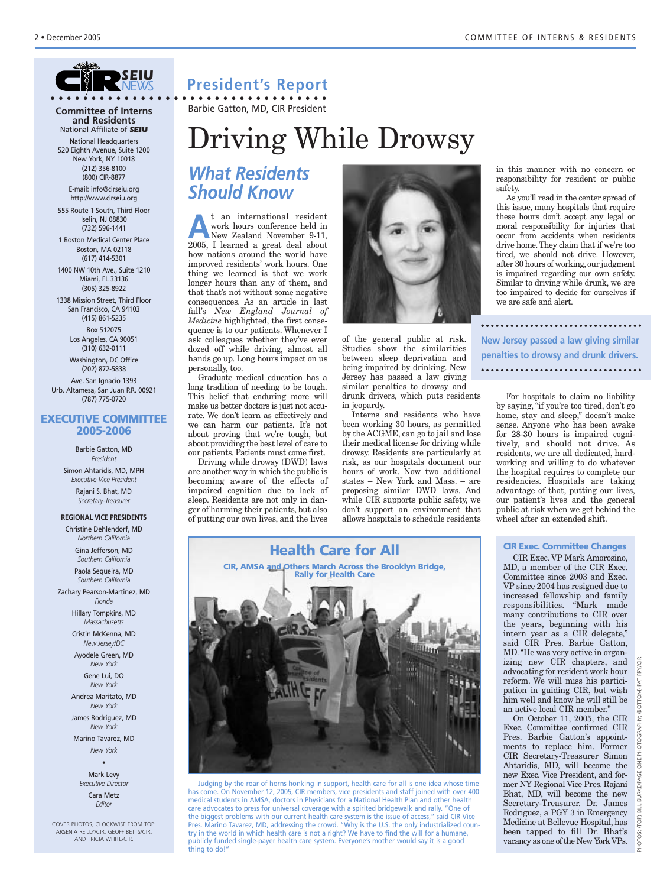# President's Report

Barbie Gatton, MD, CIR President

# Driving While Drowsy

## *What Residents Should Know*

At an international resident work hours conference held in New Zealand November 9-11, 2005, I learned a great deal about how nations around the world have improved residents' work hours. One thing we learned is that we work longer hours than any of them, and that that's not without some negative consequences. As an article in last fall's *New England Journal of Medicine* highlighted, the first consequence is to our patients. Whenever I ask colleagues whether they've ever dozed off while driving, almost all hands go up. Long hours impact on us personally, too.

Graduate medical education has a long tradition of needing to be tough. This belief that enduring more will make us better doctors is just not accurate. We don't learn as effectively and we can harm our patients. It's not about proving that we're tough, but about providing the best level of care to our patients. Patients must come first.

Driving while drowsy (DWD) laws are another way in which the public is becoming aware of the effects of impaired cognition due to lack of sleep. Residents are not only in danger of harming their patients, but also of putting our own lives, and the lives of the general public at risk. Studies show the similarities between sleep deprivation and being impaired by drinking. New Jersey has passed a law giving similar penalties to drowsy and drunk drivers, which puts residents in jeopardy.

Interns and residents who have been working 30 hours, as permitted by the ACGME, can go to jail and lose their medical license for driving while drowsy. Residents are particularly at risk, as our hospitals document our hours of work. Now two additional states – New York and Mass. – are proposing similar DWD laws. And while CIR supports public safety, we don't support an environment that allows hospitals to schedule residents in this manner with no concern or responsibility for resident or public safety.

As you'll read in the center spread of this issue, many hospitals that require these hours don't accept any legal or moral responsibility for injuries that occur from accidents when residents drive home. They claim that if we're too tired, we should not drive. However, after 30 hours of working, our judgment is impaired regarding our own safety. Similar to driving while drunk, we are too impaired to decide for ourselves if we are safe and alert.

**New Jersey passed a law giving similar penalties to drowsy and drunk drivers.**

For hospitals to claim no liability by saying, "if you're too tired, don't go home, stay and sleep," doesn't make sense. Anyone who has been awake for 28-30 hours is impaired cognitively, and should not drive. As residents, we are all dedicated, hardworking and willing to do whatever the hospital requires to complete our residencies. Hospitals are taking advantage of that, putting our lives, our patient's lives and the general public at risk when we get behind the wheel after an extended shift.

## Health Care for All

**CIR, AMSA and Others March Across the Brooklyn Bridge, Rally for Health Care**

Judging by the roar of horns honking in support, health care for all is one idea whose time has come. On November 12, 2005, CIR members, vice presidents and staff joined with over 400 medical students in AMSA, doctors in Physicians for a National Health Plan and other health care advocates to press for universal coverage with a spirited bridgewalk and rally. "One of the biggest problems with our current health care system is the issue of access," said CIR Vice Pres. Marino Tavarez, MD, addressing the crowd. "Why is the U.S. the only industrialized country in the world in which health care is not a right? We have to find the will for a humane, publicly funded single-payer health care system. Everyone's mother would say it is a good thing to do!"

## CIR Exec. Committee Changes

CIR Exec. VP Mark Amorosino, MD, a member of the CIR Exec. Committee since 2003 and Exec. VP since 2004 has resigned due to increased fellowship and family responsibilities. "Mark made many contributions to CIR over the years, beginning with his intern year as a CIR delegate," said CIR Pres. Barbie Gatton, MD. "He was very active in organizing new CIR chapters, and advocating for resident work hour reform. We will miss his participation in guiding CIR, but wish him well and know he will still be an active local CIR member."

On October 11, 2005, the CIR Exec. Committee confirmed CIR Pres. Barbie Gatton's appointments to replace him. Former CIR Secretary-Treasurer Simon Ahtaridis, MD, will become the new Exec. Vice President, and former NY Regional Vice Pres. Rajani Bhat, MD, will become the new Secretary-Treasurer. Dr. James Rodriguez, a PGY 3 in Emergency Medicine at Bellevue Hospital, has been tapped to fill Dr. Bhat's vacancy as one of the New York VPs.

PHOTOS: (TOP) BILL BURKE/PAGE ONE PHOTOGRAPHY; (BOTTOM) PAT FRY/CIR.

---

**CIR SEIU NEWS**

**Committee of Interns and Residents**
National Affiliate of **SEIU**

National Headquarters
520 Eighth Avenue, Suite 1200
New York, NY 10018
(212) 356-8100
(800) CIR-8877

E-mail: info@cirseiu.org
http://www.cirseiu.org

555 Route 1 South, Third Floor
Iselin, NJ 08830
(732) 596-1441

1 Boston Medical Center Place
Boston, MA 02118
(617) 414-5301

1400 NW 10th Ave., Suite 1210
Miami, FL 33136
(305) 325-8922

1338 Mission Street, Third Floor
San Francisco, CA 94103
(415) 861-5235

Box 512075
Los Angeles, CA 90051
(310) 632-0111

Washington, DC Office
(202) 872-5838

Ave. San Ignacio 1393
Urb. Altamesa, San Juan P.R. 00921
(787) 775-0720

### EXECUTIVE COMMITTEE 2005-2006

Barbie Gatton, MD
*President*

Simon Ahtaridis, MD, MPH
*Executive Vice President*

Rajani S. Bhat, MD
*Secretary-Treasurer*

**REGIONAL VICE PRESIDENTS**

Christine Dehlendorf, MD
*Northern California*

Gina Jefferson, MD
*Southern California*

Paola Sequeira, MD
*Southern California*

Zachary Pearson-Martinez, MD
*Florida*

Hillary Tompkins, MD
*Massachusetts*

Cristin McKenna, MD
*New Jersey/DC*

Ayodele Green, MD
*New York*

Gene Lui, DO
*New York*

Andrea Maritato, MD
*New York*

James Rodriguez, MD
*New York*

Marino Tavarez, MD
*New York*

•

Mark Levy
*Executive Director*

Cara Metz
*Editor*

COVER PHOTOS, CLOCKWISE FROM TOP: ARSENIA REILLY/CIR; GEOFF BETTS/CIR; AND TRICIA WHITE/CIR.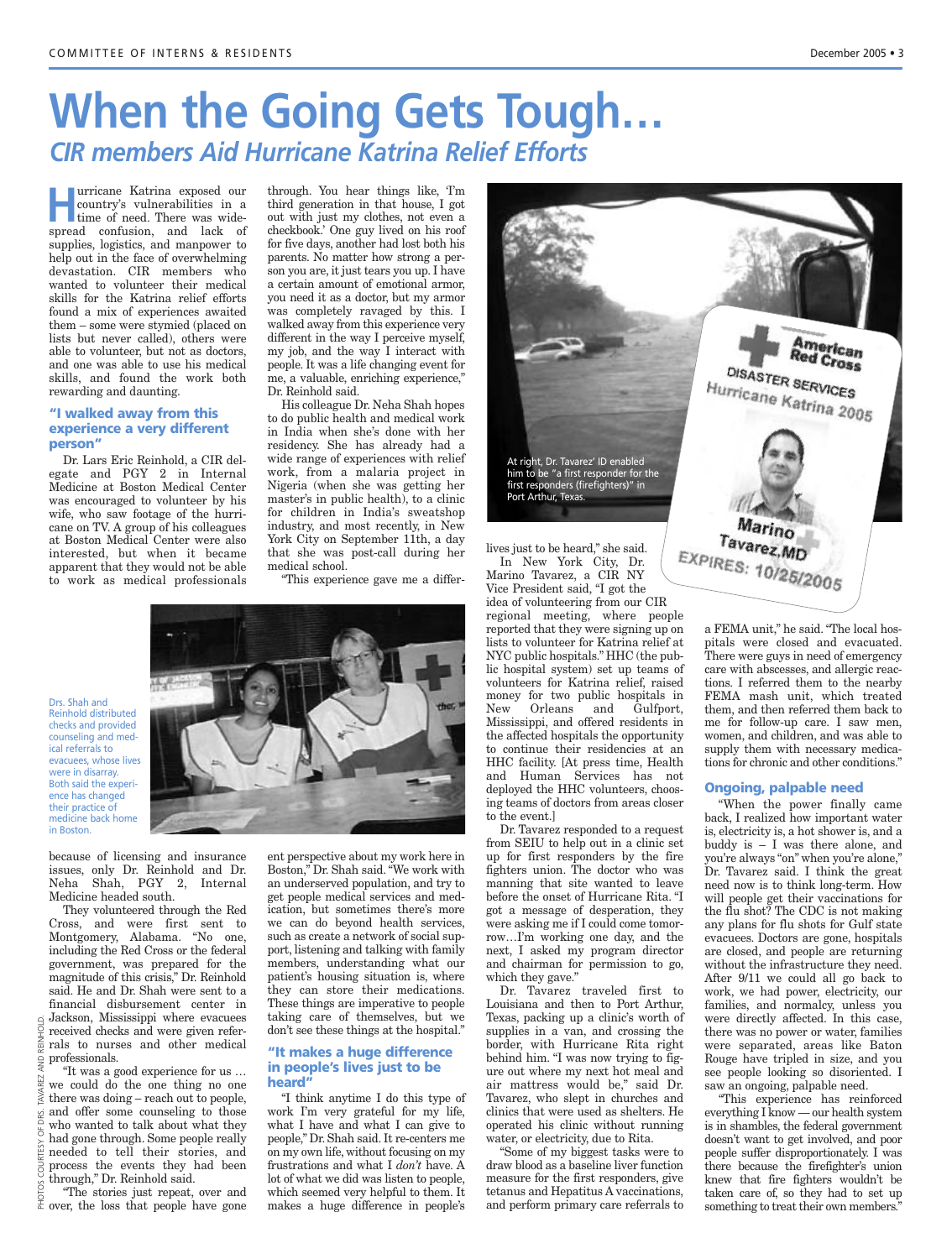# When the Going Gets Tough…

## *CIR members Aid Hurricane Katrina Relief Efforts*

Hurricane Katrina exposed our country's vulnerabilities in a time of need. There was widespread confusion, and lack of supplies, logistics, and manpower to help out in the face of overwhelming devastation. CIR members who wanted to volunteer their medical skills for the Katrina relief efforts found a mix of experiences awaited them – some were stymied (placed on lists but never called), others were able to volunteer, but not as doctors, and one was able to use his medical skills, and found the work both rewarding and daunting.

### "I walked away from this experience a very different person"

Dr. Lars Eric Reinhold, a CIR delegate and PGY 2 in Internal Medicine at Boston Medical Center was encouraged to volunteer by his wife, who saw footage of the hurricane on TV. A group of his colleagues at Boston Medical Center were also interested, but when it became apparent that they would not be able to work as medical professionals because of licensing and insurance issues, only Dr. Reinhold and Dr. Neha Shah, PGY 2, Internal Medicine headed south.

Drs. Shah and Reinhold distributed checks and provided counseling and medical referrals to evacuees, whose lives were in disarray. Both said the experience has changed their practice of medicine back home in Boston.

They volunteered through the Red Cross, and were first sent to Montgomery, Alabama. "No one, including the Red Cross or the federal government, was prepared for the magnitude of this crisis," Dr. Reinhold said. He and Dr. Shah were sent to a financial disbursement center in Jackson, Mississippi where evacuees received checks and were given referrals to nurses and other medical professionals.

"It was a good experience for us … we could do the one thing no one there was doing – reach out to people, and offer some counseling to those who wanted to talk about what they had gone through. Some people really needed to tell their stories, and process the events they had been through," Dr. Reinhold said.

"The stories just repeat, over and over, the loss that people have gone through. You hear things like, 'I'm third generation in that house, I got out with just my clothes, not even a checkbook.' One guy lived on his roof for five days, another had lost both his parents. No matter how strong a person you are, it just tears you up. I have a certain amount of emotional armor, you need it as a doctor, but my armor was completely ravaged by this. I walked away from this experience very different in the way I perceive myself, my job, and the way I interact with people. It was a life changing event for me, a valuable, enriching experience," Dr. Reinhold said.

His colleague Dr. Neha Shah hopes to do public health and medical work in India when she's done with her residency. She has already had a wide range of experiences with relief work, from a malaria project in Nigeria (when she was getting her master's in public health), to a clinic for children in India's sweatshop industry, and most recently, in New York City on September 11th, a day that she was post-call during her medical school.

"This experience gave me a different perspective about my work here in Boston," Dr. Shah said. "We work with an underserved population, and try to get people medical services and medication, but sometimes there's more we can do beyond health services, such as create a network of social support, listening and talking with family members, understanding what our patient's housing situation is, where they can store their medications. These things are imperative to people taking care of themselves, but we don't see these things at the hospital."

### "It makes a huge difference in people's lives just to be heard"

"I think anytime I do this type of work I'm very grateful for my life, what I have and what I can give to people," Dr. Shah said. It re-centers me on my own life, without focusing on my frustrations and what I *don't* have. A lot of what we did was listen to people, which seemed very helpful to them. It makes a huge difference in people's lives just to be heard," she said.

At right, Dr. Tavarez' ID enabled him to be "a first responder for the first responders (firefighters)" in Port Arthur, Texas.

In New York City, Dr. Marino Tavarez, a CIR NY Vice President said, "I got the idea of volunteering from our CIR regional meeting, where people reported that they were signing up on lists to volunteer for Katrina relief at NYC public hospitals." HHC (the public hospital system) set up teams of volunteers for Katrina relief, raised money for two public hospitals in New Orleans and Gulfport, Mississippi, and offered residents in the affected hospitals the opportunity to continue their residencies at an HHC facility. [At press time, Health and Human Services has not deployed the HHC volunteers, choosing teams of doctors from areas closer to the event.]

Dr. Tavarez responded to a request from SEIU to help out in a clinic set up for first responders by the fire fighters union. The doctor who was manning that site wanted to leave before the onset of Hurricane Rita. "I got a message of desperation, they were asking me if I could come tomorrow…I'm working one day, and the next, I asked my program director and chairman for permission to go, which they gave."

Dr. Tavarez traveled first to Louisiana and then to Port Arthur, Texas, packing up a clinic's worth of supplies in a van, and crossing the border, with Hurricane Rita right behind him. "I was now trying to figure out where my next hot meal and air mattress would be," said Dr. Tavarez, who slept in churches and clinics that were used as shelters. He operated his clinic without running water, or electricity, due to Rita.

"Some of my biggest tasks were to draw blood as a baseline liver function measure for the first responders, give tetanus and Hepatitus A vaccinations, and perform primary care referrals to a FEMA unit," he said. "The local hospitals were closed and evacuated. There were guys in need of emergency care with abscesses, and allergic reactions. I referred them to the nearby FEMA mash unit, which treated them, and then referred them back to me for follow-up care. I saw men, women, and children, and was able to supply them with necessary medications for chronic and other conditions."

### Ongoing, palpable need

"When the power finally came back, I realized how important water is, electricity is, a hot shower is, and a buddy is – I was there alone, and you're always "on" when you're alone," Dr. Tavarez said. I think the great need now is to think long-term. How will people get their vaccinations for the flu shot? The CDC is not making any plans for flu shots for Gulf state evacuees. Doctors are gone, hospitals are closed, and people are returning without the infrastructure they need. After 9/11 we could all go back to work, we had power, electricity, our families, and normalcy, unless you were directly affected. In this case, there was no power or water, families were separated, areas like Baton Rouge have tripled in size, and you see people looking so disoriented. I saw an ongoing, palpable need.

"This experience has reinforced everything I know — our health system is in shambles, the federal government doesn't want to get involved, and poor people suffer disproportionately. I was there because the firefighter's union knew that fire fighters wouldn't be taken care of, so they had to set up something to treat their own members."

PHOTOS COURTESY OF DRS. TAVAREZ AND REINHOLD.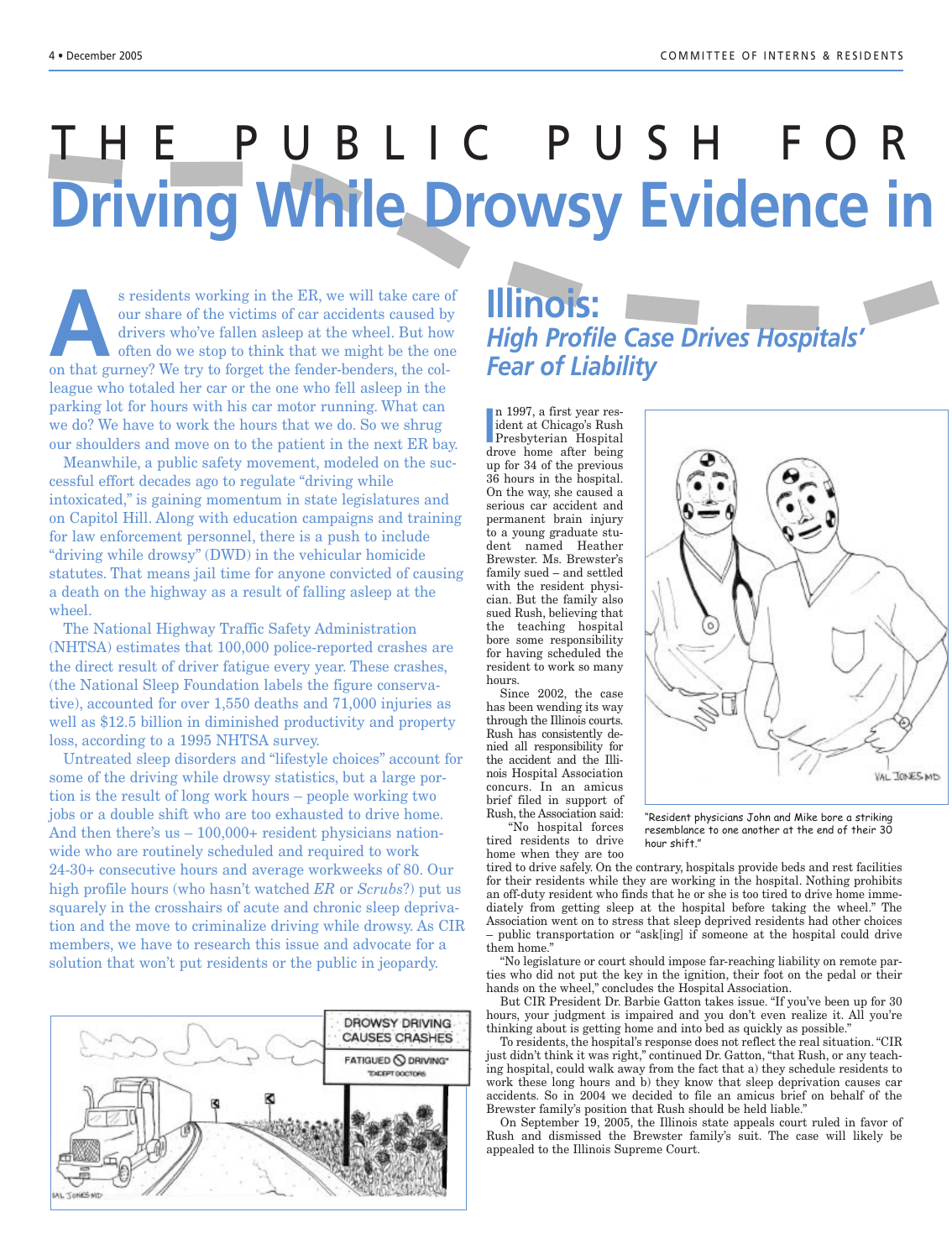# THE PUBLIC PUSH FOR Driving While Drowsy Evidence in Illinois:

As residents working in the ER, we will take care of our share of the victims of car accidents caused by drivers who've fallen asleep at the wheel. But how often do we stop to think that we might be the one on that gurney? We try to forget the fender-benders, the colleague who totaled her car or the one who fell asleep in the parking lot for hours with his car motor running. What can we do? We have to work the hours that we do. So we shrug our shoulders and move on to the patient in the next ER bay.

Meanwhile, a public safety movement, modeled on the successful effort decades ago to regulate "driving while intoxicated," is gaining momentum in state legislatures and on Capitol Hill. Along with education campaigns and training for law enforcement personnel, there is a push to include "driving while drowsy" (DWD) in the vehicular homicide statutes. That means jail time for anyone convicted of causing a death on the highway as a result of falling asleep at the wheel.

The National Highway Traffic Safety Administration (NHTSA) estimates that 100,000 police-reported crashes are the direct result of driver fatigue every year. These crashes, (the National Sleep Foundation labels the figure conservative), accounted for over 1,550 deaths and 71,000 injuries as well as $12.5 billion in diminished productivity and property loss, according to a 1995 NHTSA survey.

Untreated sleep disorders and "lifestyle choices" account for some of the driving while drowsy statistics, but a large portion is the result of long work hours – people working two jobs or a double shift who are too exhausted to drive home. And then there's us – 100,000+ resident physicians nationwide who are routinely scheduled and required to work 24-30+ consecutive hours and average workweeks of 80. Our high profile hours (who hasn't watched *ER* or *Scrubs*?) put us squarely in the crosshairs of acute and chronic sleep deprivation and the move to criminalize driving while drowsy. As CIR members, we have to research this issue and advocate for a solution that won't put residents or the public in jeopardy.

## *High Profile Case Drives Hospitals' Fear of Liability*

In 1997, a first year resident at Chicago's Rush Presbyterian Hospital drove home after being up for 34 of the previous 36 hours in the hospital. On the way, she caused a serious car accident and permanent brain injury to a young graduate student named Heather Brewster. Ms. Brewster's family sued – and settled with the resident physician. But the family also sued Rush, believing that the teaching hospital bore some responsibility for having scheduled the resident to work so many hours.

Since 2002, the case has been wending its way through the Illinois courts. Rush has consistently denied all responsibility for the accident and the Illinois Hospital Association concurs. In an amicus brief filed in support of Rush, the Association said:

"No hospital forces tired residents to drive home when they are too tired to drive safely. On the contrary, hospitals provide beds and rest facilities for their residents while they are working in the hospital. Nothing prohibits an off-duty resident who finds that he or she is too tired to drive home immediately from getting sleep at the hospital before taking the wheel." The Association went on to stress that sleep deprived residents had other choices – public transportation or "ask[ing] if someone at the hospital could drive them home."

"No legislature or court should impose far-reaching liability on remote parties who did not put the key in the ignition, their foot on the pedal or their hands on the wheel," concludes the Hospital Association.

But CIR President Dr. Barbie Gatton takes issue. "If you've been up for 30 hours, your judgment is impaired and you don't even realize it. All you're thinking about is getting home and into bed as quickly as possible."

To residents, the hospital's response does not reflect the real situation. "CIR just didn't think it was right," continued Dr. Gatton, "that Rush, or any teaching hospital, could walk away from the fact that a) they schedule residents to work these long hours and b) they know that sleep deprivation causes car accidents. So in 2004 we decided to file an amicus brief on behalf of the Brewster family's position that Rush should be held liable."

On September 19, 2005, the Illinois state appeals court ruled in favor of Rush and dismissed the Brewster family's suit. The case will likely be appealed to the Illinois Supreme Court.

"Resident physicians John and Mike bore a striking resemblance to one another at the end of their 30 hour shift."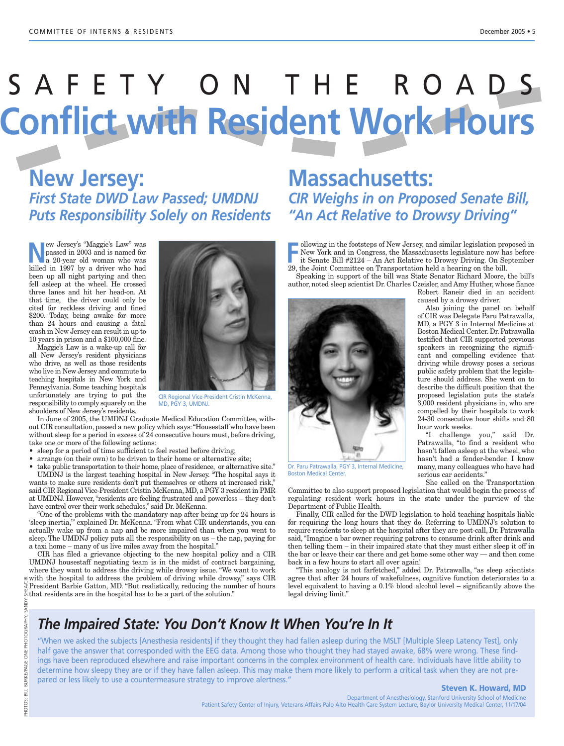# SAFETY ON THE ROADS

# Conflict with Resident Work Hours

## New Jersey:

### *First State DWD Law Passed; UMDNJ Puts Responsibility Solely on Residents*

New Jersey's "Maggie's Law" was passed in 2003 and is named for a 20-year old woman who was killed in 1997 by a driver who had been up all night partying and then fell asleep at the wheel. He crossed three lanes and hit her head-on. At that time, the driver could only be cited for reckless driving and fined $200. Today, being awake for more than 24 hours and causing a fatal crash in New Jersey can result in up to 10 years in prison and a $100,000 fine.

Maggie's Law is a wake-up call for all New Jersey's resident physicians who drive, as well as those residents who live in New Jersey and commute to teaching hospitals in New York and Pennsylvania. Some teaching hospitals unfortunately are trying to put the responsibility to comply squarely on the shoulders of New Jersey's residents.

CIR Regional Vice-President Cristin McKenna, MD, PGY 3, UMDNJ.

In June of 2005, the UMDNJ Graduate Medical Education Committee, without CIR consultation, passed a new policy which says: "Housestaff who have been without sleep for a period in excess of 24 consecutive hours must, before driving, take one or more of the following actions:

- sleep for a period of time sufficient to feel rested before driving;
- arrange (on their own) to be driven to their home or alternative site;
- take public transportation to their home, place of residence, or alternative site."

UMDNJ is the largest teaching hospital in New Jersey. "The hospital says it wants to make sure residents don't put themselves or others at increased risk," said CIR Regional Vice-President Cristin McKenna, MD, a PGY 3 resident in PMR at UMDNJ. However, "residents are feeling frustrated and powerless – they don't have control over their work schedules," said Dr. McKenna.

"One of the problems with the mandatory nap after being up for 24 hours is 'sleep inertia,'" explained Dr. McKenna. "From what CIR understands, you can actually wake up from a nap and be more impaired than when you went to sleep. The UMDNJ policy puts all the responsibility on us – the nap, paying for a taxi home – many of us live miles away from the hospital."

CIR has filed a grievance objecting to the new hospital policy and a CIR UMDNJ housestaff negotiating team is in the midst of contract bargaining, where they want to address the driving while drowsy issue. "We want to work with the hospital to address the problem of driving while drowsy," says CIR President Barbie Gatton, MD. "But realistically, reducing the number of hours that residents are in the hospital has to be a part of the solution."

## Massachusetts:

### *CIR Weighs in on Proposed Senate Bill, "An Act Relative to Drowsy Driving"*

Following in the footsteps of New Jersey, and similar legislation proposed in New York and in Congress, the Massachusetts legislature now has before it Senate Bill #2124 – An Act Relative to Drowsy Driving. On September 29, the Joint Committee on Transportation held a hearing on the bill.

Speaking in support of the bill was State Senator Richard Moore, the bill's author, noted sleep scientist Dr. Charles Czeisler, and Amy Huther, whose fiance Robert Raneir died in an accident caused by a drowsy driver.

Dr. Paru Patrawalla, PGY 3, Internal Medicine, Boston Medical Center.

Also joining the panel on behalf of CIR was Delegate Paru Patrawalla, MD, a PGY 3 in Internal Medicine at Boston Medical Center. Dr. Patrawalla testified that CIR supported previous speakers in recognizing the significant and compelling evidence that driving while drowsy poses a serious public safety problem that the legislature should address. She went on to describe the difficult position that the proposed legislation puts the state's 3,000 resident physicians in, who are compelled by their hospitals to work 24-30 consecutive hour shifts and 80 hour work weeks.

"I challenge you," said Dr. Patrawalla, "to find a resident who hasn't fallen asleep at the wheel, who hasn't had a fender-bender. I know many, many colleagues who have had serious car accidents."

She called on the Transportation Committee to also support proposed legislation that would begin the process of regulating resident work hours in the state under the purview of the Department of Public Health.

Finally, CIR called for the DWD legislation to hold teaching hospitals liable for requiring the long hours that they do. Referring to UMDNJ's solution to require residents to sleep at the hospital after they are post-call, Dr. Patrawalla said, "Imagine a bar owner requiring patrons to consume drink after drink and then telling them – in their impaired state that they must either sleep it off in the bar or leave their car there and get home some other way — and then come back in a few hours to start all over again!

"This analogy is not farfetched," added Dr. Patrawalla, "as sleep scientists agree that after 24 hours of wakefulness, cognitive function deteriorates to a level equivalent to having a 0.1% blood alcohol level – significantly above the legal driving limit."

## *The Impaired State: You Don't Know It When You're In It*

"When we asked the subjects [Anesthesia residents] if they thought they had fallen asleep during the MSLT [Multiple Sleep Latency Test], only half gave the answer that corresponded with the EEG data. Among those who thought they had stayed awake, 68% were wrong. These findings have been reproduced elsewhere and raise important concerns in the complex environment of health care. Individuals have little ability to determine how sleepy they are or if they have fallen asleep. This may make them more likely to perform a critical task when they are not prepared or less likely to use a countermeasure strategy to improve alertness."

**Steven K. Howard, MD**
Department of Anesthesiology, Stanford University School of Medicine
Patient Safety Center of Injury, Veterans Affairs Palo Alto Health Care System Lecture, Baylor University Medical Center, 11/17/04

PHOTOS: BILL BURKE/PAGE ONE PHOTOGRAPHY; SANDY SHEA/CIR.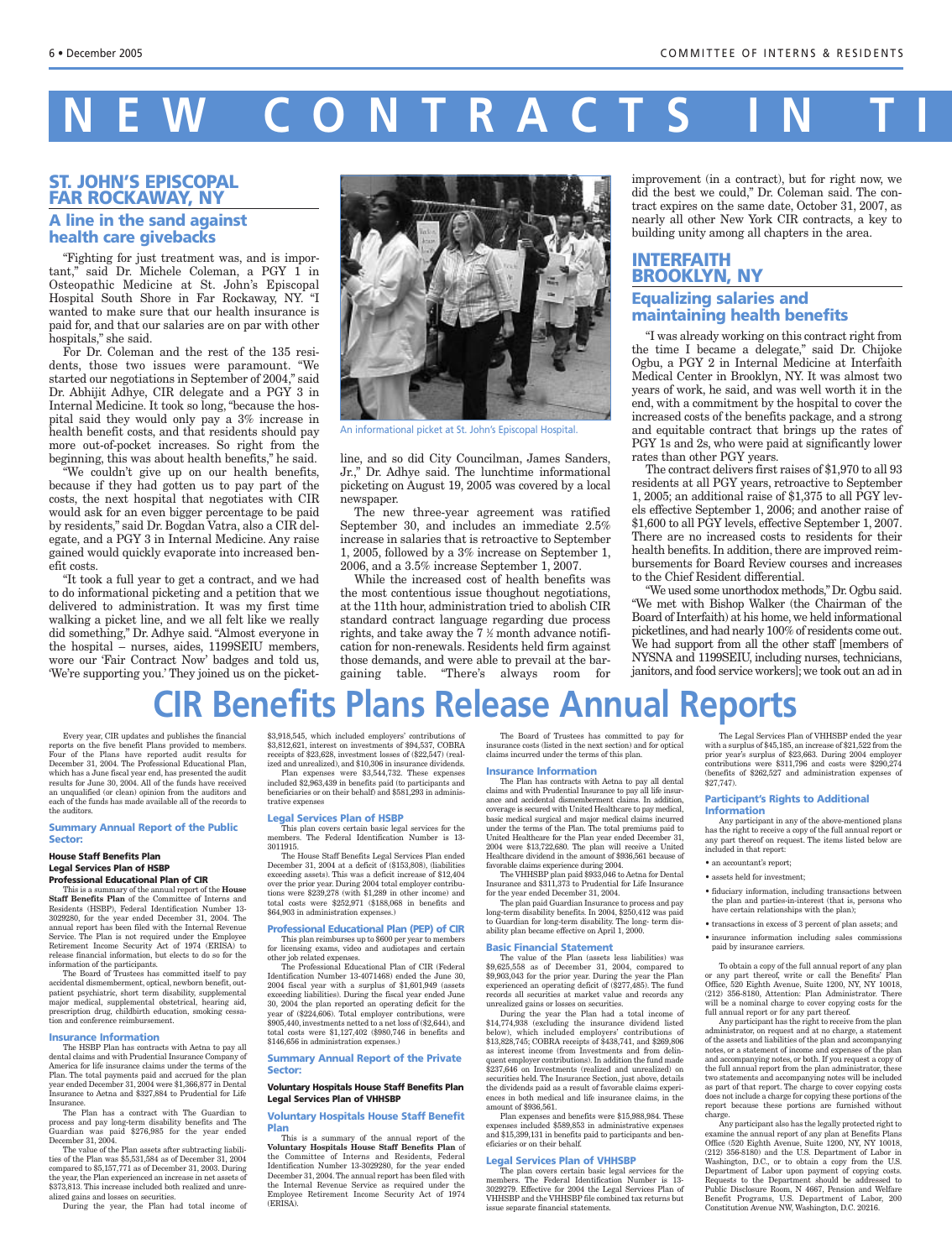# NEW CONTRACTS IN TI

## ST. JOHN'S EPISCOPAL FAR ROCKAWAY, NY

### A line in the sand against health care givebacks

"Fighting for just treatment was, and is important," said Dr. Michele Coleman, a PGY 1 in Osteopathic Medicine at St. John's Episcopal Hospital South Shore in Far Rockaway, NY. "I wanted to make sure that our health insurance is paid for, and that our salaries are on par with other hospitals," she said.

For Dr. Coleman and the rest of the 135 residents, those two issues were paramount. "We started our negotiations in September of 2004," said Dr. Abhijit Adhye, CIR delegate and a PGY 3 in Internal Medicine. It took so long, "because the hospital said they would only pay a 3% increase in health benefit costs, and that residents should pay more out-of-pocket increases. So right from the beginning, this was about health benefits," he said.

"We couldn't give up on our health benefits, because if they had gotten us to pay part of the costs, the next hospital that negotiates with CIR would ask for an even bigger percentage to be paid by residents," said Dr. Bogdan Vatra, also a CIR delegate, and a PGY 3 in Internal Medicine. Any raise gained would quickly evaporate into increased benefit costs.

"It took a full year to get a contract, and we had to do informational picketing and a petition that we delivered to administration. It was my first time walking a picket line, and we all felt like we really did something," Dr. Adhye said. "Almost everyone in the hospital – nurses, aides, 1199SEIU members, wore our 'Fair Contract Now' badges and told us, 'We're supporting you.' They joined us on the picketline, and so did City Councilman, James Sanders, Jr.," Dr. Adhye said. The lunchtime informational picketing on August 19, 2005 was covered by a local newspaper.

An informational picket at St. John's Episcopal Hospital.

The new three-year agreement was ratified September 30, and includes an immediate 2.5% increase in salaries that is retroactive to September 1, 2005, followed by a 3% increase on September 1, 2006, and a 3.5% increase September 1, 2007.

While the increased cost of health benefits was the most contentious issue thoughout negotiations, at the 11th hour, administration tried to abolish CIR standard contract language regarding due process rights, and take away the 7 ½ month advance notification for non-renewals. Residents held firm against those demands, and were able to prevail at the bargaining table. "There's always room for improvement (in a contract), but for right now, we did the best we could," Dr. Coleman said. The contract expires on the same date, October 31, 2007, as nearly all other New York CIR contracts, a key to building unity among all chapters in the area.

## INTERFAITH BROOKLYN, NY

### Equalizing salaries and maintaining health benefits

"I was already working on this contract right from the time I became a delegate," said Dr. Chijoke Ogbu, a PGY 2 in Internal Medicine at Interfaith Medical Center in Brooklyn, NY. It was almost two years of work, he said, and was well worth it in the end, with a commitment by the hospital to cover the increased costs of the benefits package, and a strong and equitable contract that brings up the rates of PGY 1s and 2s, who were paid at significantly lower rates than other PGY years.

The contract delivers first raises of $1,970 to all 93 residents at all PGY years, retroactive to September 1, 2005; an additional raise of $1,375 to all PGY levels effective September 1, 2006; and another raise of $1,600 to all PGY levels, effective September 1, 2007. There are no increased costs to residents for their health benefits. In addition, there are improved reimbursements for Board Review courses and increases to the Chief Resident differential.

"We used some unorthodox methods," Dr. Ogbu said. "We met with Bishop Walker (the Chairman of the Board of Interfaith) at his home, we held informational picketlines, and had nearly 100% of residents come out. We had support from all the other staff [members of NYSNA and 1199SEIU, including nurses, technicians, janitors, and food service workers]; we took out an ad in

# CIR Benefits Plans Release Annual Reports

Every year, CIR updates and publishes the financial reports on the five benefit Plans provided to members. Four of the Plans have reported audit results for December 31, 2004. The Professional Educational Plan, which has a June fiscal year end, has presented the audit results for June 30, 2004. All of the funds have received an unqualified (or clean) opinion from the auditors and each of the funds has made available all of the records to the auditors.

### Summary Annual Report of the Public Sector:

**House Staff Benefits Plan**
**Legal Services Plan of HSBP**
**Professional Educational Plan of CIR**

This is a summary of the annual report of the **House Staff Benefits Plan** of the Committee of Interns and Residents (HSBP), Federal Identification Number 13-3029280, for the year ended December 31, 2004. The annual report has been filed with the Internal Revenue Service. The Plan is not required under the Employee Retirement Income Security Act of 1974 (ERISA) to release financial information, but elects to do so for the information of the participants.

The Board of Trustees has committed itself to pay accidental dismemberment, optical, newborn benefit, outpatient psychiatric, short term disability, supplemental major medical, supplemental obstetrical, hearing aid, prescription drug, childbirth education, smoking cessation and conference reimbursement.

#### Insurance Information

The HSBP Plan has contracts with Aetna to pay all dental claims and with Prudential Insurance Company of America for life insurance claims under the terms of the Plan. The total payments paid and accrued for the plan year ended December 31, 2004 were $1,366,877 in Dental Insurance to Aetna and $327,884 to Prudential for Life Insurance.

The Plan has a contract with The Guardian to process and pay long-term disability benefits and The Guardian was paid $276,985 for the year ended December 31, 2004.

The value of the Plan assets after subtracting liabilities of the Plan was $5,531,584 as of December 31, 2004 compared to $5,157,771 as of December 31, 2003. During the year, the Plan experienced an increase in net assets of $373,813. This increase included both realized and unrealized gains and losses on securities.

During the year, the Plan had total income of $3,918,545, which included employers' contributions of $3,812,621, interest on investments of $94,537, COBRA receipts of $23,628, investment losses of ($22,547) (realized and unrealized), and $10,306 in insurance dividends.

Plan expenses were $3,544,732. These expenses included $2,963,439 in benefits paid (to participants and beneficiaries or on their behalf) and $581,293 in administrative expenses

#### Legal Services Plan of HSBP

This plan covers certain basic legal services for the members. The Federal Identification Number is 13-3011915.

The House Staff Benefits Legal Services Plan ended December 31, 2004 at a deficit of ($153,808), (liabilities exceeding assets). This was a deficit increase of $12,404 over the prior year. During 2004 total employer contributions were $239,278 (with $1,289 in other income) and total costs were $252,971 ($188,068 in benefits and $64,903 in administration expenses.)

#### Professional Educational Plan (PEP) of CIR

This plan reimburses up to $600 per year to members for licensing exams, video and audiotapes and certain other job related expenses.

The Professional Educational Plan of CIR (Federal Identification Number 13-4071468) ended the June 30, 2004 fiscal year with a surplus of $1,601,949 (assets exceeding liabilities). During the fiscal year ended June 30, 2004 the plan reported an operating deficit for the year of ($224,606). Total employer contributions, were $905,440, investments netted to a net loss of ($2,644), and total costs were $1,127,402 ($980,746 in benefits and $146,656 in administration expenses.)

### Summary Annual Report of the Private Sector:

**Voluntary Hospitals House Staff Benefits Plan**
**Legal Services Plan of VHHSBP**

#### Voluntary Hospitals House Staff Benefit Plan

This is a summary of the annual report of the **Voluntary Hospitals House Staff Benefits Plan** of the Committee of Interns and Residents, Federal Identification Number 13-3029280, for the year ended December 31, 2004. The annual report has been filed with the Internal Revenue Service as required under the Employee Retirement Income Security Act of 1974 (ERISA).

The Board of Trustees has committed to pay for insurance costs (listed in the next section) and for optical claims incurred under the terms of this plan.

#### Insurance Information

The Plan has contracts with Aetna to pay all dental claims and with Prudential Insurance to pay all life insurance and accidental dismemberment claims. In addition, coverage is secured with United Healthcare to pay medical, basic medical surgical and major medical claims incurred under the terms of the Plan. The total premiums paid to United Healthcare for the Plan year ended December 31, 2004 were $13,722,680. The plan will receive a United Healthcare dividend in the amount of $936,561 because of favorable claims experience during 2004.

The VHHSBP plan paid $933,046 to Aetna for Dental Insurance and $311,373 to Prudential for Life Insurance for the year ended December 31, 2004.

The plan paid Guardian Insurance to process and pay long-term disability benefits. In 2004, $250,412 was paid to Guardian for long-term disability. The long- term disability plan became effective on April 1, 2000.

#### Basic Financial Statement

The value of the Plan (assets less liabilities) was $9,625,558 as of December 31, 2004, compared to $9,903,043 for the prior year. During the year the Plan experienced an operating deficit of ($277,485). The fund records all securities at market value and records any unrealized gains or losses on securities.

During the year the Plan had a total income of $14,774,938 (excluding the insurance dividend listed below), which included employers' contributions of $13,828,745; COBRA receipts of $438,741, and $269,806 as interest income (from Investments and from delinquent employer contributions). In addition the fund made $237,646 on Investments (realized and unrealized) on securities held. The Insurance Section, just above, details the dividends paid as a result of favorable claims experiences in both medical and life insurance claims, in the amount of $936,561.

Plan expenses and benefits were $15,988,984. These expenses included $589,853 in administrative expenses and $15,399,131 in benefits paid to participants and beneficiaries or on their behalf.

#### Legal Services Plan of VHHSBP

The plan covers certain basic legal services for the members. The Federal Identification Number is 13-3029279. Effective for 2004 the Legal Services Plan of VHHSBP and the VHHSBP file combined tax returns but issue separate financial statements.

The Legal Services Plan of VHHSBP ended the year with a surplus of $45,185, an increase of $21,522 from the prior year's surplus of $23,663. During 2004 employer contributions were $311,796 and costs were $290,274 (benefits of $262,527 and administration expenses of $27,747).

#### Participant's Rights to Additional Information

Any participant in any of the above-mentioned plans has the right to receive a copy of the full annual report or any part thereof on request. The items listed below are included in that report:

- an accountant's report;
- assets held for investment;
- fiduciary information, including transactions between the plan and parties-in-interest (that is, persons who have certain relationships with the plan);
- transactions in excess of 3 percent of plan assets; and
- insurance information including sales commissions paid by insurance carriers.

To obtain a copy of the full annual report of any plan or any part thereof, write or call the Benefits' Plan Office, 520 Eighth Avenue, Suite 1200, NY, NY 10018, (212) 356-8180, Attention: Plan Administrator. There will be a nominal charge to cover copying costs for the full annual report or for any part thereof.

Any participant has the right to receive from the plan administrator, on request and at no charge, a statement of the assets and liabilities of the plan and accompanying notes, or a statement of income and expenses of the plan and accompanying notes, or both. If you request a copy of the full annual report from the plan administrator, these two statements and accompanying notes will be included as part of that report. The charge to cover copying costs does not include a charge for copying these portions of the report because these portions are furnished without charge.

Any participant also has the legally protected right to examine the annual report of any plan at Benefits Plans Office (520 Eighth Avenue, Suite 1200, NY, NY 10018, (212) 356-8180) and the U.S. Department of Labor in Washington, D.C., or to obtain a copy from the U.S. Department of Labor upon payment of copying costs. Requests to the Department should be addressed to Public Disclosure Room, N 4667, Pension and Welfare Benefit Programs, U.S. Department of Labor, 200 Constitution Avenue NW, Washington, D.C. 20216.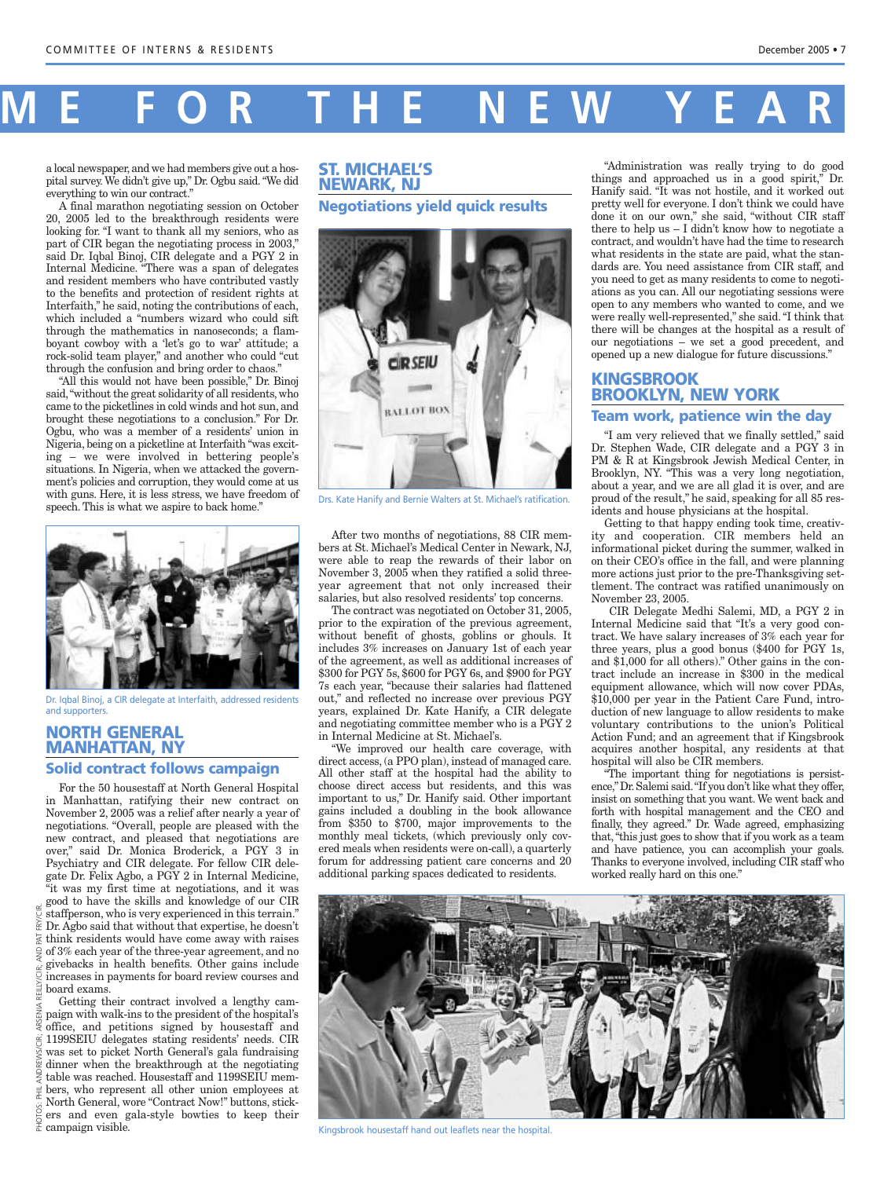# ME FOR THE NEW YEAR

a local newspaper, and we had members give out a hospital survey. We didn't give up," Dr. Ogbu said. "We did everything to win our contract."

A final marathon negotiating session on October 20, 2005 led to the breakthrough residents were looking for. "I want to thank all my seniors, who as part of CIR began the negotiating process in 2003," said Dr. Iqbal Binoj, CIR delegate and a PGY 2 in Internal Medicine. "There was a span of delegates and resident members who have contributed vastly to the benefits and protection of resident rights at Interfaith," he said, noting the contributions of each, which included a "numbers wizard who could sift through the mathematics in nanoseconds; a flamboyant cowboy with a 'let's go to war' attitude; a rock-solid team player," and another who could "cut through the confusion and bring order to chaos."

"All this would not have been possible," Dr. Binoj said, "without the great solidarity of all residents, who came to the picketlines in cold winds and hot sun, and brought these negotiations to a conclusion." For Dr. Ogbu, who was a member of a residents' union in Nigeria, being on a picketline at Interfaith "was exciting – we were involved in bettering people's situations. In Nigeria, when we attacked the government's policies and corruption, they would come at us with guns. Here, it is less stress, we have freedom of speech. This is what we aspire to back home."

Dr. Iqbal Binoj, a CIR delegate at Interfaith, addressed residents and supporters.

## NORTH GENERAL MANHATTAN, NY

### Solid contract follows campaign

For the 50 housestaff at North General Hospital in Manhattan, ratifying their new contract on November 2, 2005 was a relief after nearly a year of negotiations. "Overall, people are pleased with the new contract, and pleased that negotiations are over," said Dr. Monica Broderick, a PGY 3 in Psychiatry and CIR delegate. For fellow CIR delegate Dr. Felix Agbo, a PGY 2 in Internal Medicine, "it was my first time at negotiations, and it was good to have the skills and knowledge of our CIR staffperson, who is very experienced in this terrain." Dr. Agbo said that without that expertise, he doesn't think residents would have come away with raises of 3% each year of the three-year agreement, and no givebacks in health benefits. Other gains include increases in payments for board review courses and board exams.

Getting their contract involved a lengthy campaign with walk-ins to the president of the hospital's office, and petitions signed by housestaff and 1199SEIU delegates stating residents' needs. CIR was set to picket North General's gala fundraising dinner when the breakthrough at the negotiating table was reached. Housestaff and 1199SEIU members, who represent all other union employees at North General, wore "Contract Now!" buttons, stickers and even gala-style bowties to keep their campaign visible.

PHOTOS: PHIL ANDREWS/CIR; ARSENIA REILLY/CIR; AND PAT FRY/CIR.

## ST. MICHAEL'S NEWARK, NJ

### Negotiations yield quick results

Drs. Kate Hanify and Bernie Walters at St. Michael's ratification.

After two months of negotiations, 88 CIR members at St. Michael's Medical Center in Newark, NJ, were able to reap the rewards of their labor on November 3, 2005 when they ratified a solid three-year agreement that not only increased their salaries, but also resolved residents' top concerns.

The contract was negotiated on October 31, 2005, prior to the expiration of the previous agreement, without benefit of ghosts, goblins or ghouls. It includes 3% increases on January 1st of each year of the agreement, as well as additional increases of $300 for PGY 5s, $600 for PGY 6s, and $900 for PGY 7s each year, "because their salaries had flattened out," and reflected no increase over previous PGY years, explained Dr. Kate Hanify, a CIR delegate and negotiating committee member who is a PGY 2 in Internal Medicine at St. Michael's.

"We improved our health care coverage, with direct access, (a PPO plan), instead of managed care. All other staff at the hospital had the ability to choose direct access but residents, and this was important to us," Dr. Hanify said. Other important gains included a doubling in the book allowance from $350 to $700, major improvements to the monthly meal tickets, (which previously only covered meals when residents were on-call), a quarterly forum for addressing patient care concerns and 20 additional parking spaces dedicated to residents.

"Administration was really trying to do good things and approached us in a good spirit," Dr. Hanify said. "It was not hostile, and it worked out pretty well for everyone. I don't think we could have done it on our own," she said, "without CIR staff there to help us – I didn't know how to negotiate a contract, and wouldn't have had the time to research what residents in the state are paid, what the standards are. You need assistance from CIR staff, and you need to get as many residents to come to negotiations as you can. All our negotiating sessions were open to any members who wanted to come, and we were really well-represented," she said. "I think that there will be changes at the hospital as a result of our negotiations – we set a good precedent, and opened up a new dialogue for future discussions."

## KINGSBROOK BROOKLYN, NEW YORK

### Team work, patience win the day

"I am very relieved that we finally settled," said Dr. Stephen Wade, CIR delegate and a PGY 3 in PM & R at Kingsbrook Jewish Medical Center, in Brooklyn, NY. "This was a very long negotiation, about a year, and we are all glad it is over, and are proud of the result," he said, speaking for all 85 residents and house physicians at the hospital.

Getting to that happy ending took time, creativity and cooperation. CIR members held an informational picket during the summer, walked in on their CEO's office in the fall, and were planning more actions just prior to the pre-Thanksgiving settlement. The contract was ratified unanimously on November 23, 2005.

CIR Delegate Medhi Salemi, MD, a PGY 2 in Internal Medicine said that "It's a very good contract. We have salary increases of 3% each year for three years, plus a good bonus ($400 for PGY 1s, and $1,000 for all others)." Other gains in the contract include an increase in $300 in the medical equipment allowance, which will now cover PDAs, $10,000 per year in the Patient Care Fund, introduction of new language to make voluntary contributions to the union's Political Action Fund; and an agreement that if Kingsbrook acquires another hospital, any residents at that hospital will also be CIR members.

"The important thing for negotiations is persistence," Dr. Salemi said. "If you don't like what they offer, insist on something that you want. We went back and forth with hospital management and the CEO and finally, they agreed." Dr. Wade agreed, emphasizing that, "this just goes to show that if you work as a team and have patience, you can accomplish your goals. Thanks to everyone involved, including CIR staff who worked really hard on this one."

Kingsbrook housestaff hand out leaflets near the hospital.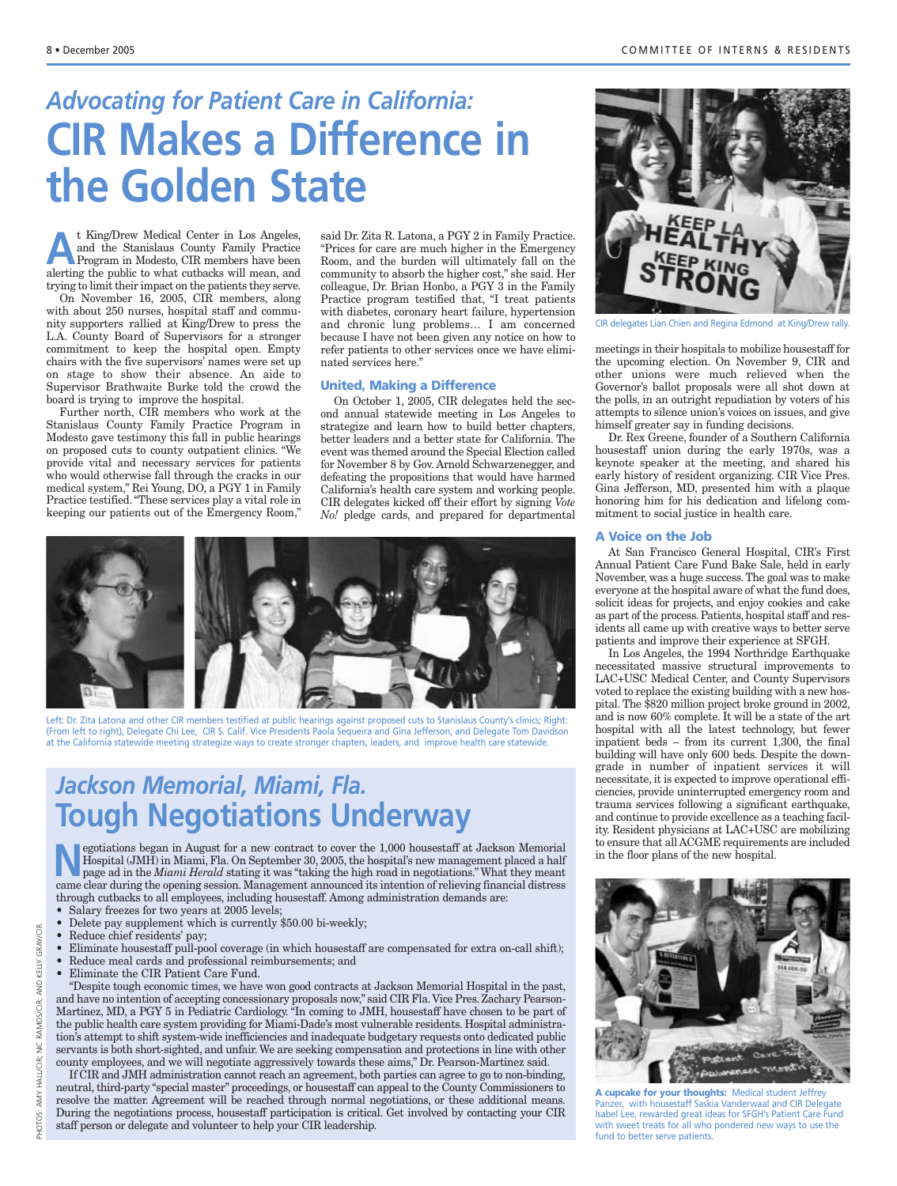# *Advocating for Patient Care in California:* CIR Makes a Difference in the Golden State

At King/Drew Medical Center in Los Angeles, and the Stanislaus County Family Practice Program in Modesto, CIR members have been alerting the public to what cutbacks will mean, and trying to limit their impact on the patients they serve.

On November 16, 2005, CIR members, along with about 250 nurses, hospital staff and community supporters rallied at King/Drew to press the L.A. County Board of Supervisors for a stronger commitment to keep the hospital open. Empty chairs with the five supervisors' names were set up on stage to show their absence. An aide to Supervisor Brathwaite Burke told the crowd the board is trying to improve the hospital.

Further north, CIR members who work at the Stanislaus County Family Practice Program in Modesto gave testimony this fall in public hearings on proposed cuts to county outpatient clinics. "We provide vital and necessary services for patients who would otherwise fall through the cracks in our medical system," Rei Young, DO, a PGY 1 in Family Practice testified. "These services play a vital role in keeping our patients out of the Emergency Room," said Dr. Zita R. Latona, a PGY 2 in Family Practice. "Prices for care are much higher in the Emergency Room, and the burden will ultimately fall on the community to absorb the higher cost," she said. Her colleague, Dr. Brian Honbo, a PGY 3 in the Family Practice program testified that, "I treat patients with diabetes, coronary heart failure, hypertension and chronic lung problems… I am concerned because I have not been given any notice on how to refer patients to other services once we have eliminated services here."

### United, Making a Difference

On October 1, 2005, CIR delegates held the second annual statewide meeting in Los Angeles to strategize and learn how to build better chapters, better leaders and a better state for California. The event was themed around the Special Election called for November 8 by Gov. Arnold Schwarzenegger, and defeating the propositions that would have harmed California's health care system and working people. CIR delegates kicked off their effort by signing *Vote No!* pledge cards, and prepared for departmental meetings in their hospitals to mobilize housestaff for the upcoming election. On November 9, CIR and other unions were much relieved when the Governor's ballot proposals were all shot down at the polls, in an outright repudiation by voters of his attempts to silence union's voices on issues, and give himself greater say in funding decisions.

Dr. Rex Greene, founder of a Southern California housestaff union during the early 1970s, was a keynote speaker at the meeting, and shared his early history of resident organizing. CIR Vice Pres. Gina Jefferson, MD, presented him with a plaque honoring him for his dedication and lifelong commitment to social justice in health care.

CIR delegates Lian Chien and Regina Edmond at King/Drew rally.

Left: Dr. Zita Latona and other CIR members testified at public hearings against proposed cuts to Stanislaus County's clinics; Right: (From left to right), Delegate Chi Lee, CIR S. Calif. Vice Presidents Paola Sequeira and Gina Jefferson, and Delegate Tom Davidson at the California statewide meeting strategize ways to create stronger chapters, leaders, and improve health care statewide.

### A Voice on the Job

At San Francisco General Hospital, CIR's First Annual Patient Care Fund Bake Sale, held in early November, was a huge success. The goal was to make everyone at the hospital aware of what the fund does, solicit ideas for projects, and enjoy cookies and cake as part of the process. Patients, hospital staff and residents all came up with creative ways to better serve patients and improve their experience at SFGH.

In Los Angeles, the 1994 Northridge Earthquake necessitated massive structural improvements to LAC+USC Medical Center, and County Supervisors voted to replace the existing building with a new hospital. The $820 million project broke ground in 2002, and is now 60% complete. It will be a state of the art hospital with all the latest technology, but fewer inpatient beds – from its current 1,300, the final building will have only 600 beds. Despite the downgrade in number of inpatient services it will necessitate, it is expected to improve operational efficiencies, provide uninterrupted emergency room and trauma services following a significant earthquake, and continue to provide excellence as a teaching facility. Resident physicians at LAC+USC are mobilizing to ensure that all ACGME requirements are included in the floor plans of the new hospital.

**A cupcake for your thoughts:** Medical student Jeffrey Panzer, with housestaff Saskia Vanderwaal and CIR Delegate Isabel Lee, rewarded great ideas for SFGH's Patient Care Fund with sweet treats for all who pondered new ways to use the fund to better serve patients.

# *Jackson Memorial, Miami, Fla.* Tough Negotiations Underway

Negotiations began in August for a new contract to cover the 1,000 housestaff at Jackson Memorial Hospital (JMH) in Miami, Fla. On September 30, 2005, the hospital's new management placed a half page ad in the *Miami Herald* stating it was "taking the high road in negotiations." What they meant came clear during the opening session. Management announced its intention of relieving financial distress through cutbacks to all employees, including housestaff. Among administration demands are:

- Salary freezes for two years at 2005 levels;
- Delete pay supplement which is currently $50.00 bi-weekly;
- Reduce chief residents' pay;
- Eliminate housestaff pull-pool coverage (in which housestaff are compensated for extra on-call shift);
- Reduce meal cards and professional reimbursements; and
- Eliminate the CIR Patient Care Fund.

"Despite tough economic times, we have won good contracts at Jackson Memorial Hospital in the past, and have no intention of accepting concessionary proposals now," said CIR Fla. Vice Pres. Zachary Pearson-Martinez, MD, a PGY 5 in Pediatric Cardiology. "In coming to JMH, housestaff have chosen to be part of the public health care system providing for Miami-Dade's most vulnerable residents. Hospital administration's attempt to shift system-wide inefficiencies and inadequate budgetary requests onto dedicated public servants is both short-sighted, and unfair. We are seeking compensation and protections in line with other county employees, and we will negotiate aggressively towards these aims," Dr. Pearson-Martinez said.

If CIR and JMH administration cannot reach an agreement, both parties can agree to go to non-binding, neutral, third-party "special master" proceedings, or housestaff can appeal to the County Commissioners to resolve the matter. Agreement will be reached through normal negotiations, or these additional means. During the negotiations process, housestaff participation is critical. Get involved by contacting your CIR staff person or delegate and volunteer to help your CIR leadership.

PHOTOS: AMY HALL/CIR; NIC RAMOS/CIR; AND KELLY GRAY/CIR.